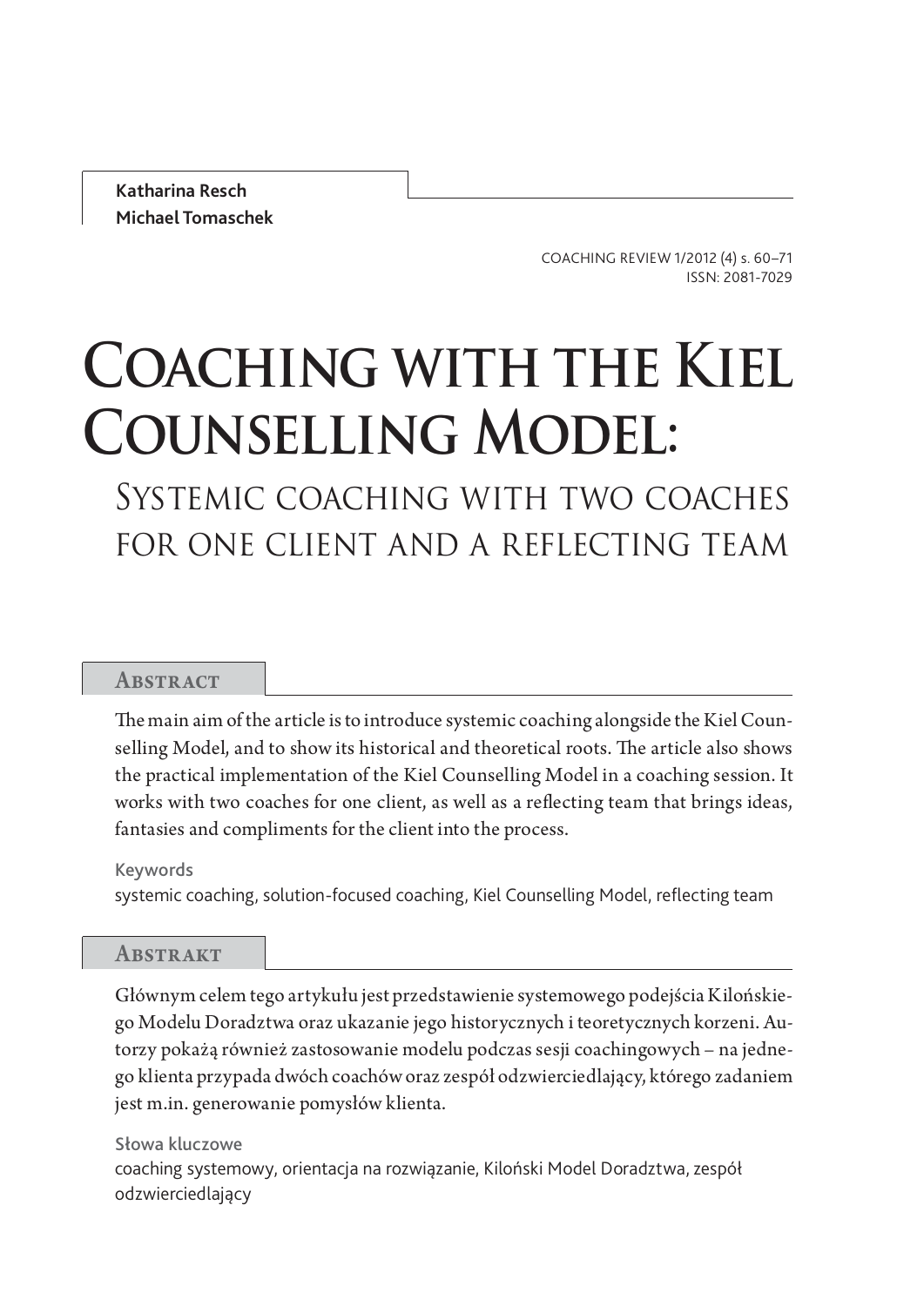**Katharina Resch**
**Michael Tomaschek**

COACHING REVIEW 1/2012 (4) s. 60–71
ISSN: 2081-7029

# Coaching with the Kiel Counselling Model:

## Systemic coaching with two coaches for one client and a reflecting team

### Abstract

The main aim of the article is to introduce systemic coaching alongside the Kiel Counselling Model, and to show its historical and theoretical roots. The article also shows the practical implementation of the Kiel Counselling Model in a coaching session. It works with two coaches for one client, as well as a reflecting team that brings ideas, fantasies and compliments for the client into the process.

**Keywords**
systemic coaching, solution-focused coaching, Kiel Counselling Model, reflecting team

### Abstrakt

Głównym celem tego artykułu jest przedstawienie systemowego podejścia Kilońskiego Modelu Doradztwa oraz ukazanie jego historycznych i teoretycznych korzeni. Autorzy pokażą również zastosowanie modelu podczas sesji coachingowych – na jednego klienta przypada dwóch coachów oraz zespół odzwierciedlający, którego zadaniem jest m.in. generowanie pomysłów klienta.

**Słowa kluczowe**
coaching systemowy, orientacja na rozwiązanie, Kiloński Model Doradztwa, zespół odzwierciedlający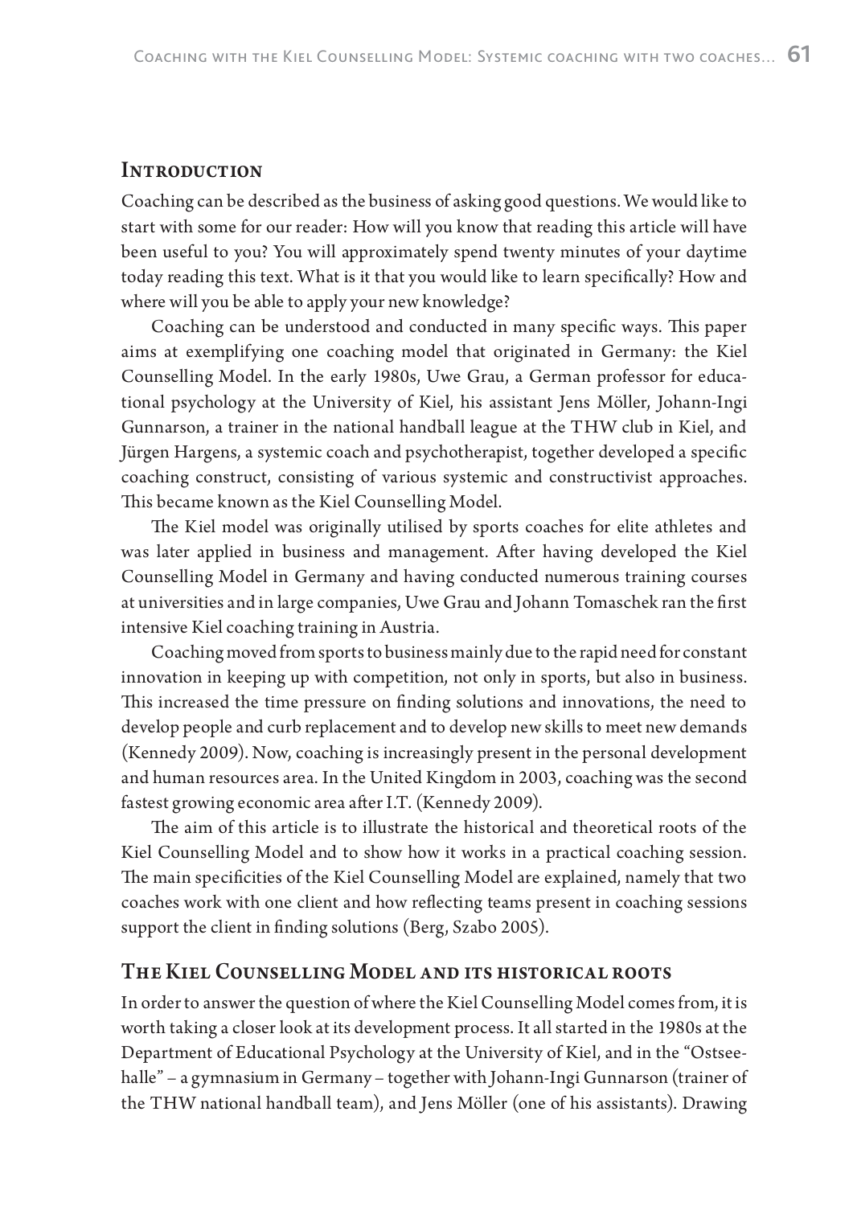## Introduction

Coaching can be described as the business of asking good questions. We would like to start with some for our reader: How will you know that reading this article will have been useful to you? You will approximately spend twenty minutes of your daytime today reading this text. What is it that you would like to learn specifically? How and where will you be able to apply your new knowledge?

Coaching can be understood and conducted in many specific ways. This paper aims at exemplifying one coaching model that originated in Germany: the Kiel Counselling Model. In the early 1980s, Uwe Grau, a German professor for educational psychology at the University of Kiel, his assistant Jens Möller, Johann-Ingi Gunnarson, a trainer in the national handball league at the THW club in Kiel, and Jürgen Hargens, a systemic coach and psychotherapist, together developed a specific coaching construct, consisting of various systemic and constructivist approaches. This became known as the Kiel Counselling Model.

The Kiel model was originally utilised by sports coaches for elite athletes and was later applied in business and management. After having developed the Kiel Counselling Model in Germany and having conducted numerous training courses at universities and in large companies, Uwe Grau and Johann Tomaschek ran the first intensive Kiel coaching training in Austria.

Coaching moved from sports to business mainly due to the rapid need for constant innovation in keeping up with competition, not only in sports, but also in business. This increased the time pressure on finding solutions and innovations, the need to develop people and curb replacement and to develop new skills to meet new demands (Kennedy 2009). Now, coaching is increasingly present in the personal development and human resources area. In the United Kingdom in 2003, coaching was the second fastest growing economic area after I.T. (Kennedy 2009).

The aim of this article is to illustrate the historical and theoretical roots of the Kiel Counselling Model and to show how it works in a practical coaching session. The main specificities of the Kiel Counselling Model are explained, namely that two coaches work with one client and how reflecting teams present in coaching sessions support the client in finding solutions (Berg, Szabo 2005).

## The Kiel Counselling Model and its historical roots

In order to answer the question of where the Kiel Counselling Model comes from, it is worth taking a closer look at its development process. It all started in the 1980s at the Department of Educational Psychology at the University of Kiel, and in the "Ostseehalle" – a gymnasium in Germany – together with Johann-Ingi Gunnarson (trainer of the THW national handball team), and Jens Möller (one of his assistants). Drawing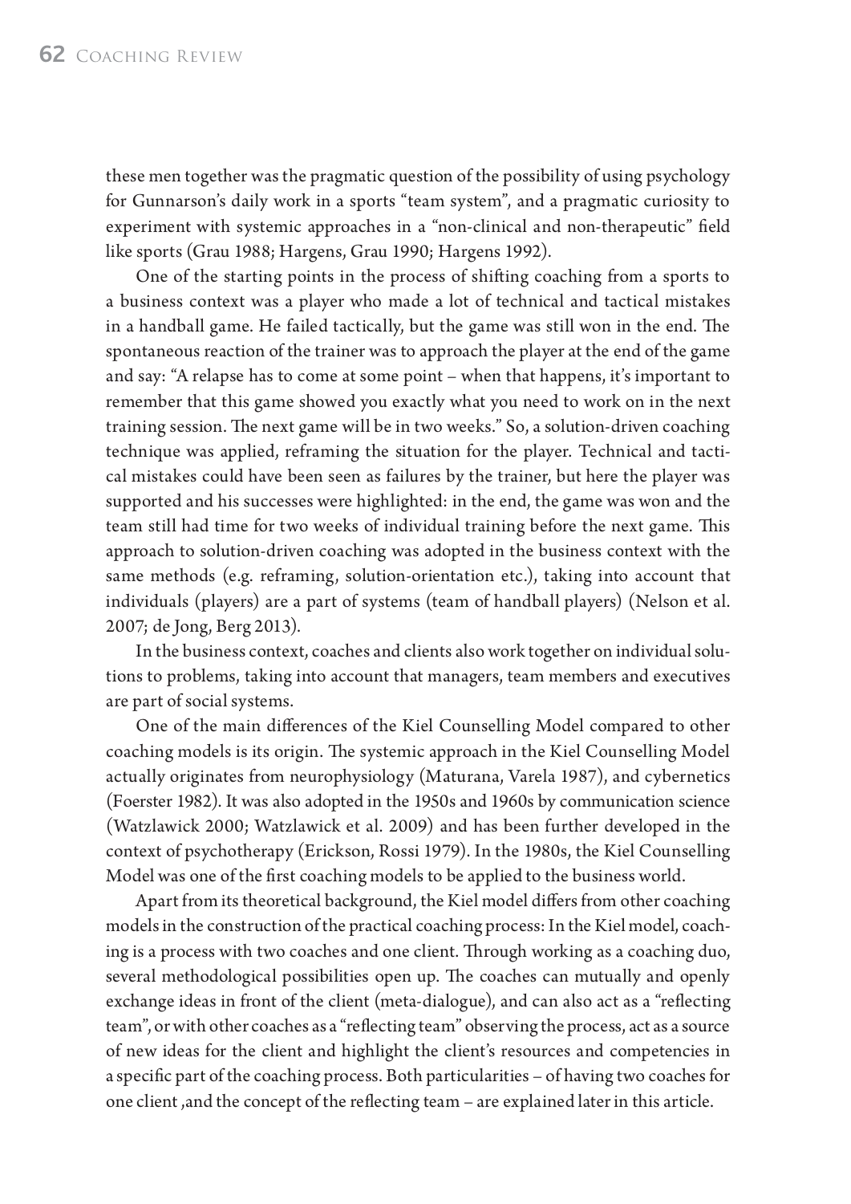these men together was the pragmatic question of the possibility of using psychology for Gunnarson's daily work in a sports "team system", and a pragmatic curiosity to experiment with systemic approaches in a "non-clinical and non-therapeutic" field like sports (Grau 1988; Hargens, Grau 1990; Hargens 1992).

One of the starting points in the process of shifting coaching from a sports to a business context was a player who made a lot of technical and tactical mistakes in a handball game. He failed tactically, but the game was still won in the end. The spontaneous reaction of the trainer was to approach the player at the end of the game and say: "A relapse has to come at some point – when that happens, it's important to remember that this game showed you exactly what you need to work on in the next training session. The next game will be in two weeks." So, a solution-driven coaching technique was applied, reframing the situation for the player. Technical and tactical mistakes could have been seen as failures by the trainer, but here the player was supported and his successes were highlighted: in the end, the game was won and the team still had time for two weeks of individual training before the next game. This approach to solution-driven coaching was adopted in the business context with the same methods (e.g. reframing, solution-orientation etc.), taking into account that individuals (players) are a part of systems (team of handball players) (Nelson et al. 2007; de Jong, Berg 2013).

In the business context, coaches and clients also work together on individual solutions to problems, taking into account that managers, team members and executives are part of social systems.

One of the main differences of the Kiel Counselling Model compared to other coaching models is its origin. The systemic approach in the Kiel Counselling Model actually originates from neurophysiology (Maturana, Varela 1987), and cybernetics (Foerster 1982). It was also adopted in the 1950s and 1960s by communication science (Watzlawick 2000; Watzlawick et al. 2009) and has been further developed in the context of psychotherapy (Erickson, Rossi 1979). In the 1980s, the Kiel Counselling Model was one of the first coaching models to be applied to the business world.

Apart from its theoretical background, the Kiel model differs from other coaching models in the construction of the practical coaching process: In the Kiel model, coaching is a process with two coaches and one client. Through working as a coaching duo, several methodological possibilities open up. The coaches can mutually and openly exchange ideas in front of the client (meta-dialogue), and can also act as a "reflecting team", or with other coaches as a "reflecting team" observing the process, act as a source of new ideas for the client and highlight the client's resources and competencies in a specific part of the coaching process. Both particularities – of having two coaches for one client ,and the concept of the reflecting team – are explained later in this article.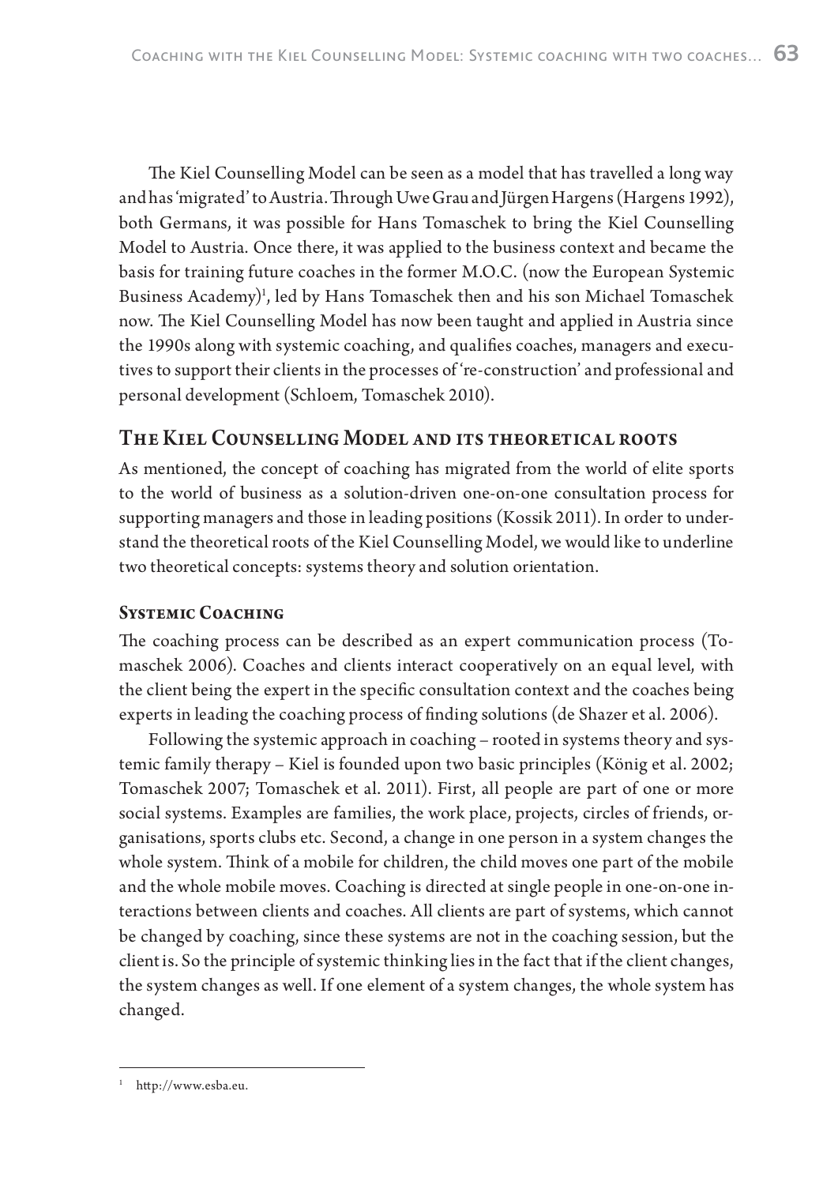The Kiel Counselling Model can be seen as a model that has travelled a long way and has 'migrated' to Austria. Through Uwe Grau and Jürgen Hargens (Hargens 1992), both Germans, it was possible for Hans Tomaschek to bring the Kiel Counselling Model to Austria. Once there, it was applied to the business context and became the basis for training future coaches in the former M.O.C. (now the European Systemic Business Academy)[1], led by Hans Tomaschek then and his son Michael Tomaschek now. The Kiel Counselling Model has now been taught and applied in Austria since the 1990s along with systemic coaching, and qualifies coaches, managers and executives to support their clients in the processes of 're-construction' and professional and personal development (Schloem, Tomaschek 2010).

## The Kiel Counselling Model and its theoretical roots

As mentioned, the concept of coaching has migrated from the world of elite sports to the world of business as a solution-driven one-on-one consultation process for supporting managers and those in leading positions (Kossik 2011). In order to understand the theoretical roots of the Kiel Counselling Model, we would like to underline two theoretical concepts: systems theory and solution orientation.

### Systemic Coaching

The coaching process can be described as an expert communication process (Tomaschek 2006). Coaches and clients interact cooperatively on an equal level, with the client being the expert in the specific consultation context and the coaches being experts in leading the coaching process of finding solutions (de Shazer et al. 2006).

Following the systemic approach in coaching – rooted in systems theory and systemic family therapy – Kiel is founded upon two basic principles (König et al. 2002; Tomaschek 2007; Tomaschek et al. 2011). First, all people are part of one or more social systems. Examples are families, the work place, projects, circles of friends, organisations, sports clubs etc. Second, a change in one person in a system changes the whole system. Think of a mobile for children, the child moves one part of the mobile and the whole mobile moves. Coaching is directed at single people in one-on-one interactions between clients and coaches. All clients are part of systems, which cannot be changed by coaching, since these systems are not in the coaching session, but the client is. So the principle of systemic thinking lies in the fact that if the client changes, the system changes as well. If one element of a system changes, the whole system has changed.

---

[1] http://www.esba.eu.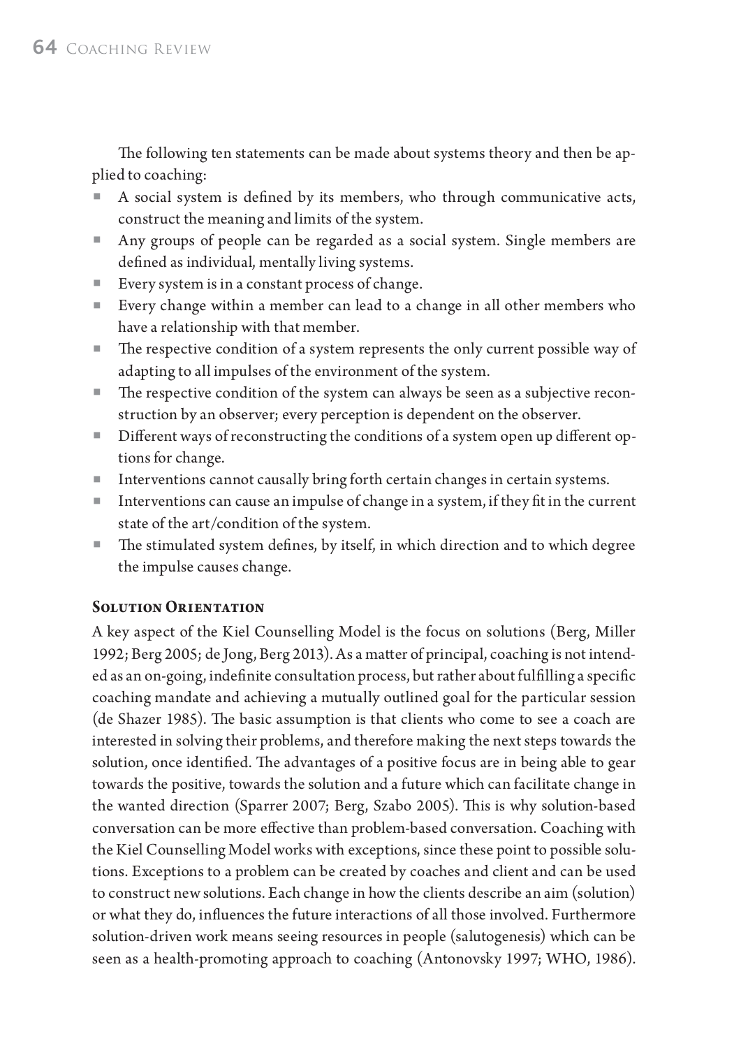The following ten statements can be made about systems theory and then be applied to coaching:

- A social system is defined by its members, who through communicative acts, construct the meaning and limits of the system.
- Any groups of people can be regarded as a social system. Single members are defined as individual, mentally living systems.
- Every system is in a constant process of change.
- Every change within a member can lead to a change in all other members who have a relationship with that member.
- The respective condition of a system represents the only current possible way of adapting to all impulses of the environment of the system.
- The respective condition of the system can always be seen as a subjective reconstruction by an observer; every perception is dependent on the observer.
- Different ways of reconstructing the conditions of a system open up different options for change.
- Interventions cannot causally bring forth certain changes in certain systems.
- Interventions can cause an impulse of change in a system, if they fit in the current state of the art/condition of the system.
- The stimulated system defines, by itself, in which direction and to which degree the impulse causes change.

### Solution Orientation

A key aspect of the Kiel Counselling Model is the focus on solutions (Berg, Miller 1992; Berg 2005; de Jong, Berg 2013). As a matter of principal, coaching is not intended as an on-going, indefinite consultation process, but rather about fulfilling a specific coaching mandate and achieving a mutually outlined goal for the particular session (de Shazer 1985). The basic assumption is that clients who come to see a coach are interested in solving their problems, and therefore making the next steps towards the solution, once identified. The advantages of a positive focus are in being able to gear towards the positive, towards the solution and a future which can facilitate change in the wanted direction (Sparrer 2007; Berg, Szabo 2005). This is why solution-based conversation can be more effective than problem-based conversation. Coaching with the Kiel Counselling Model works with exceptions, since these point to possible solutions. Exceptions to a problem can be created by coaches and client and can be used to construct new solutions. Each change in how the clients describe an aim (solution) or what they do, influences the future interactions of all those involved. Furthermore solution-driven work means seeing resources in people (salutogenesis) which can be seen as a health-promoting approach to coaching (Antonovsky 1997; WHO, 1986).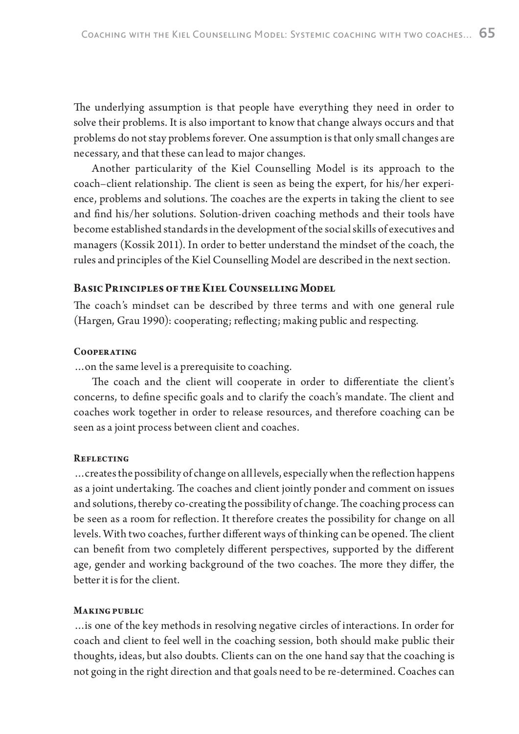The underlying assumption is that people have everything they need in order to solve their problems. It is also important to know that change always occurs and that problems do not stay problems forever. One assumption is that only small changes are necessary, and that these can lead to major changes.

Another particularity of the Kiel Counselling Model is its approach to the coach–client relationship. The client is seen as being the expert, for his/her experience, problems and solutions. The coaches are the experts in taking the client to see and find his/her solutions. Solution-driven coaching methods and their tools have become established standards in the development of the social skills of executives and managers (Kossik 2011). In order to better understand the mindset of the coach, the rules and principles of the Kiel Counselling Model are described in the next section.

## Basic Principles of the Kiel Counselling Model

The coach's mindset can be described by three terms and with one general rule (Hargen, Grau 1990): cooperating; reflecting; making public and respecting.

### Cooperating

…on the same level is a prerequisite to coaching.

The coach and the client will cooperate in order to differentiate the client's concerns, to define specific goals and to clarify the coach's mandate. The client and coaches work together in order to release resources, and therefore coaching can be seen as a joint process between client and coaches.

### Reflecting

…creates the possibility of change on all levels, especially when the reflection happens as a joint undertaking. The coaches and client jointly ponder and comment on issues and solutions, thereby co-creating the possibility of change. The coaching process can be seen as a room for reflection. It therefore creates the possibility for change on all levels. With two coaches, further different ways of thinking can be opened. The client can benefit from two completely different perspectives, supported by the different age, gender and working background of the two coaches. The more they differ, the better it is for the client.

### Making public

…is one of the key methods in resolving negative circles of interactions. In order for coach and client to feel well in the coaching session, both should make public their thoughts, ideas, but also doubts. Clients can on the one hand say that the coaching is not going in the right direction and that goals need to be re-determined. Coaches can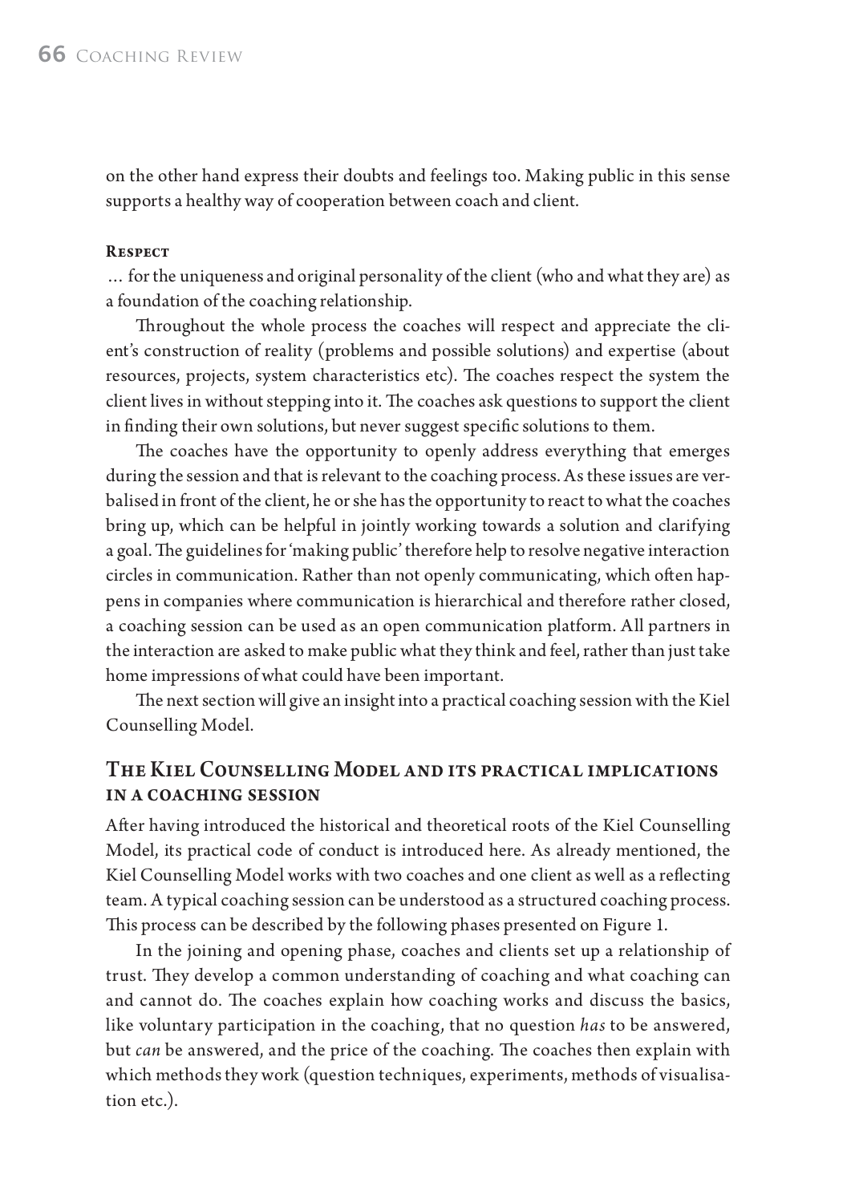on the other hand express their doubts and feelings too. Making public in this sense supports a healthy way of cooperation between coach and client.

**Respect**

… for the uniqueness and original personality of the client (who and what they are) as a foundation of the coaching relationship.

Throughout the whole process the coaches will respect and appreciate the client's construction of reality (problems and possible solutions) and expertise (about resources, projects, system characteristics etc). The coaches respect the system the client lives in without stepping into it. The coaches ask questions to support the client in finding their own solutions, but never suggest specific solutions to them.

The coaches have the opportunity to openly address everything that emerges during the session and that is relevant to the coaching process. As these issues are verbalised in front of the client, he or she has the opportunity to react to what the coaches bring up, which can be helpful in jointly working towards a solution and clarifying a goal. The guidelines for 'making public' therefore help to resolve negative interaction circles in communication. Rather than not openly communicating, which often happens in companies where communication is hierarchical and therefore rather closed, a coaching session can be used as an open communication platform. All partners in the interaction are asked to make public what they think and feel, rather than just take home impressions of what could have been important.

The next section will give an insight into a practical coaching session with the Kiel Counselling Model.

## The Kiel Counselling Model and its practical implications in a coaching session

After having introduced the historical and theoretical roots of the Kiel Counselling Model, its practical code of conduct is introduced here. As already mentioned, the Kiel Counselling Model works with two coaches and one client as well as a reflecting team. A typical coaching session can be understood as a structured coaching process. This process can be described by the following phases presented on Figure 1.

In the joining and opening phase, coaches and clients set up a relationship of trust. They develop a common understanding of coaching and what coaching can and cannot do. The coaches explain how coaching works and discuss the basics, like voluntary participation in the coaching, that no question *has* to be answered, but *can* be answered, and the price of the coaching. The coaches then explain with which methods they work (question techniques, experiments, methods of visualisation etc.).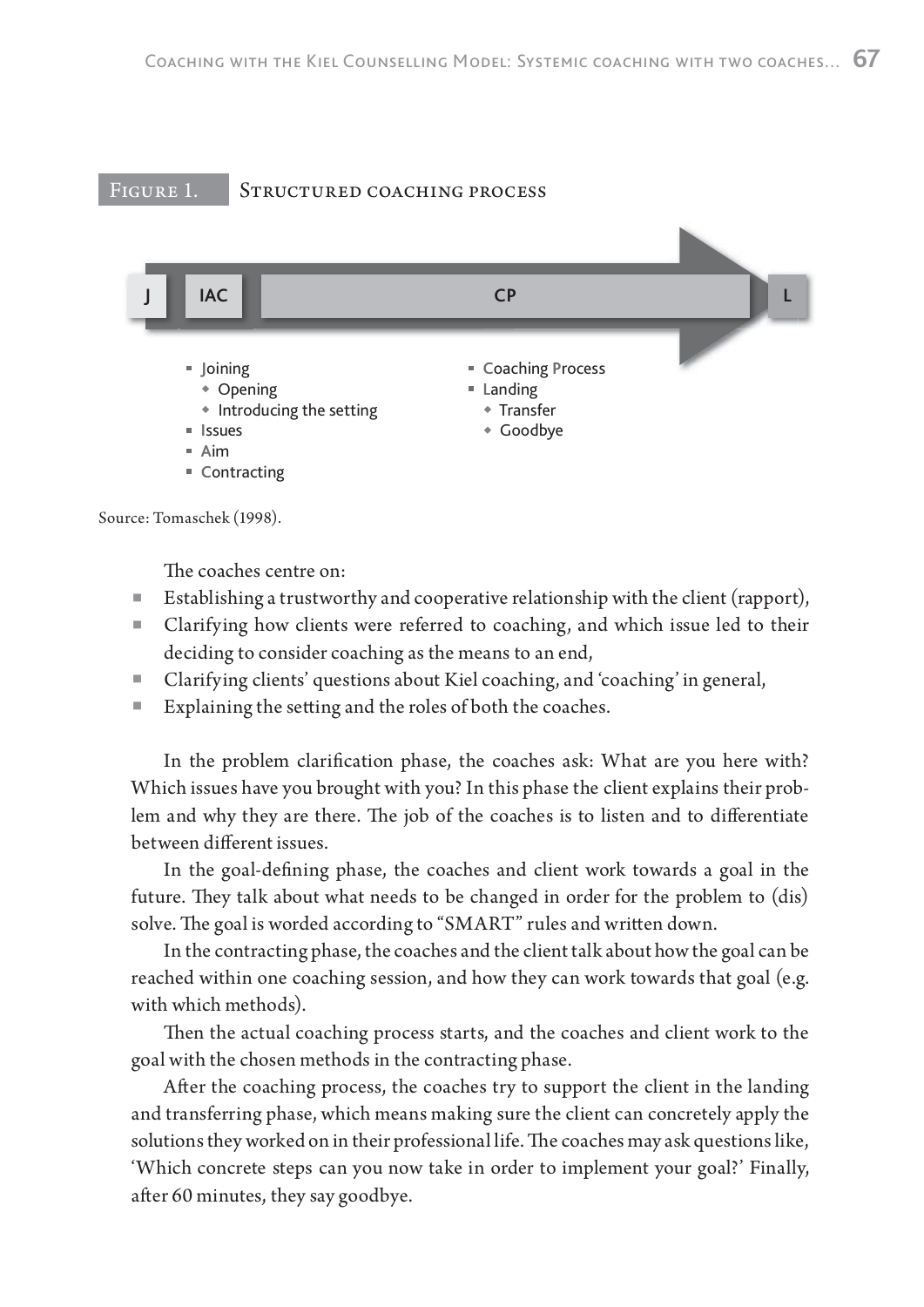Figure 1. Structured coaching process

J | IAC | CP | L

- Joining
  - Opening
  - Introducing the setting
- Issues
- Aim
- Contracting
- Coaching Process
- Landing
  - Transfer
  - Goodbye

Source: Tomaschek (1998).

The coaches centre on:

- Establishing a trustworthy and cooperative relationship with the client (rapport),
- Clarifying how clients were referred to coaching, and which issue led to their deciding to consider coaching as the means to an end,
- Clarifying clients' questions about Kiel coaching, and 'coaching' in general,
- Explaining the setting and the roles of both the coaches.

In the problem clarification phase, the coaches ask: What are you here with? Which issues have you brought with you? In this phase the client explains their problem and why they are there. The job of the coaches is to listen and to differentiate between different issues.

In the goal-defining phase, the coaches and client work towards a goal in the future. They talk about what needs to be changed in order for the problem to (dis) solve. The goal is worded according to "SMART" rules and written down.

In the contracting phase, the coaches and the client talk about how the goal can be reached within one coaching session, and how they can work towards that goal (e.g. with which methods).

Then the actual coaching process starts, and the coaches and client work to the goal with the chosen methods in the contracting phase.

After the coaching process, the coaches try to support the client in the landing and transferring phase, which means making sure the client can concretely apply the solutions they worked on in their professional life. The coaches may ask questions like, 'Which concrete steps can you now take in order to implement your goal?' Finally, after 60 minutes, they say goodbye.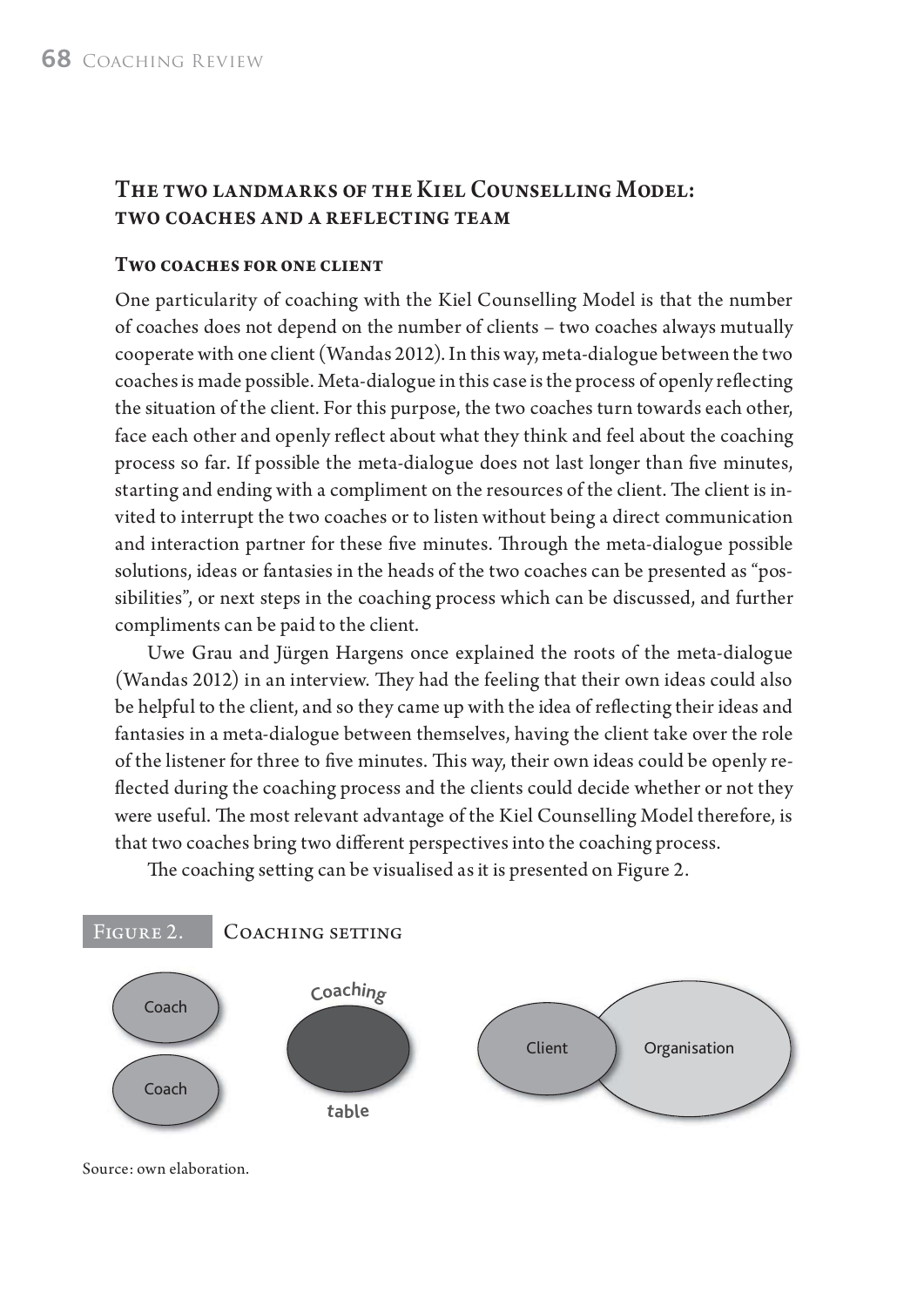## The two landmarks of the Kiel Counselling Model: two coaches and a reflecting team

### Two coaches for one client

One particularity of coaching with the Kiel Counselling Model is that the number of coaches does not depend on the number of clients – two coaches always mutually cooperate with one client (Wandas 2012). In this way, meta-dialogue between the two coaches is made possible. Meta-dialogue in this case is the process of openly reflecting the situation of the client. For this purpose, the two coaches turn towards each other, face each other and openly reflect about what they think and feel about the coaching process so far. If possible the meta-dialogue does not last longer than five minutes, starting and ending with a compliment on the resources of the client. The client is invited to interrupt the two coaches or to listen without being a direct communication and interaction partner for these five minutes. Through the meta-dialogue possible solutions, ideas or fantasies in the heads of the two coaches can be presented as "possibilities", or next steps in the coaching process which can be discussed, and further compliments can be paid to the client.

Uwe Grau and Jürgen Hargens once explained the roots of the meta-dialogue (Wandas 2012) in an interview. They had the feeling that their own ideas could also be helpful to the client, and so they came up with the idea of reflecting their ideas and fantasies in a meta-dialogue between themselves, having the client take over the role of the listener for three to five minutes. This way, their own ideas could be openly reflected during the coaching process and the clients could decide whether or not they were useful. The most relevant advantage of the Kiel Counselling Model therefore, is that two coaches bring two different perspectives into the coaching process.

The coaching setting can be visualised as it is presented on Figure 2.

Figure 2. Coaching setting

Coach

Coach

Coaching table

Client

Organisation

Source: own elaboration.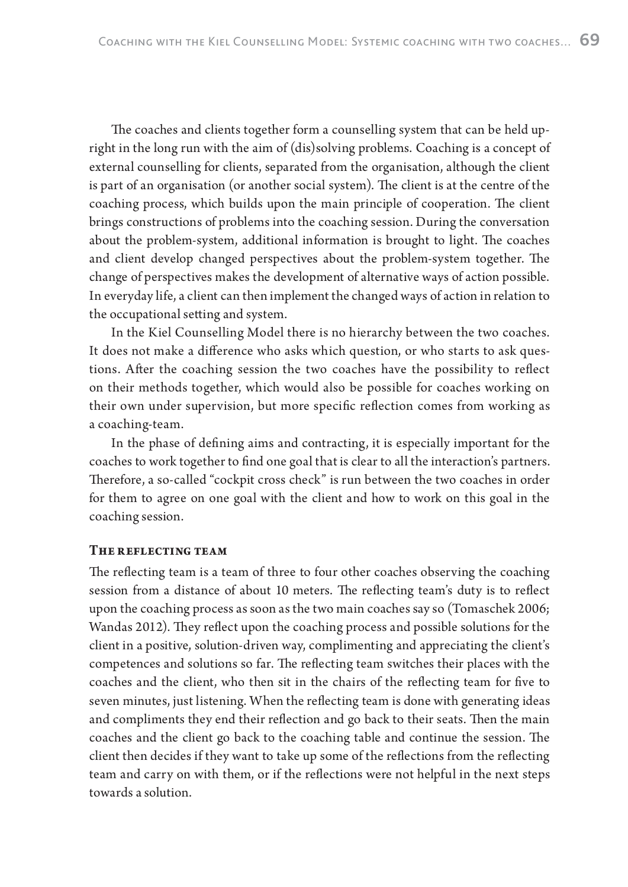The coaches and clients together form a counselling system that can be held upright in the long run with the aim of (dis)solving problems. Coaching is a concept of external counselling for clients, separated from the organisation, although the client is part of an organisation (or another social system). The client is at the centre of the coaching process, which builds upon the main principle of cooperation. The client brings constructions of problems into the coaching session. During the conversation about the problem-system, additional information is brought to light. The coaches and client develop changed perspectives about the problem-system together. The change of perspectives makes the development of alternative ways of action possible. In everyday life, a client can then implement the changed ways of action in relation to the occupational setting and system.

In the Kiel Counselling Model there is no hierarchy between the two coaches. It does not make a difference who asks which question, or who starts to ask questions. After the coaching session the two coaches have the possibility to reflect on their methods together, which would also be possible for coaches working on their own under supervision, but more specific reflection comes from working as a coaching-team.

In the phase of defining aims and contracting, it is especially important for the coaches to work together to find one goal that is clear to all the interaction's partners. Therefore, a so-called "cockpit cross check" is run between the two coaches in order for them to agree on one goal with the client and how to work on this goal in the coaching session.

### The reflecting team

The reflecting team is a team of three to four other coaches observing the coaching session from a distance of about 10 meters. The reflecting team's duty is to reflect upon the coaching process as soon as the two main coaches say so (Tomaschek 2006; Wandas 2012). They reflect upon the coaching process and possible solutions for the client in a positive, solution-driven way, complimenting and appreciating the client's competences and solutions so far. The reflecting team switches their places with the coaches and the client, who then sit in the chairs of the reflecting team for five to seven minutes, just listening. When the reflecting team is done with generating ideas and compliments they end their reflection and go back to their seats. Then the main coaches and the client go back to the coaching table and continue the session. The client then decides if they want to take up some of the reflections from the reflecting team and carry on with them, or if the reflections were not helpful in the next steps towards a solution.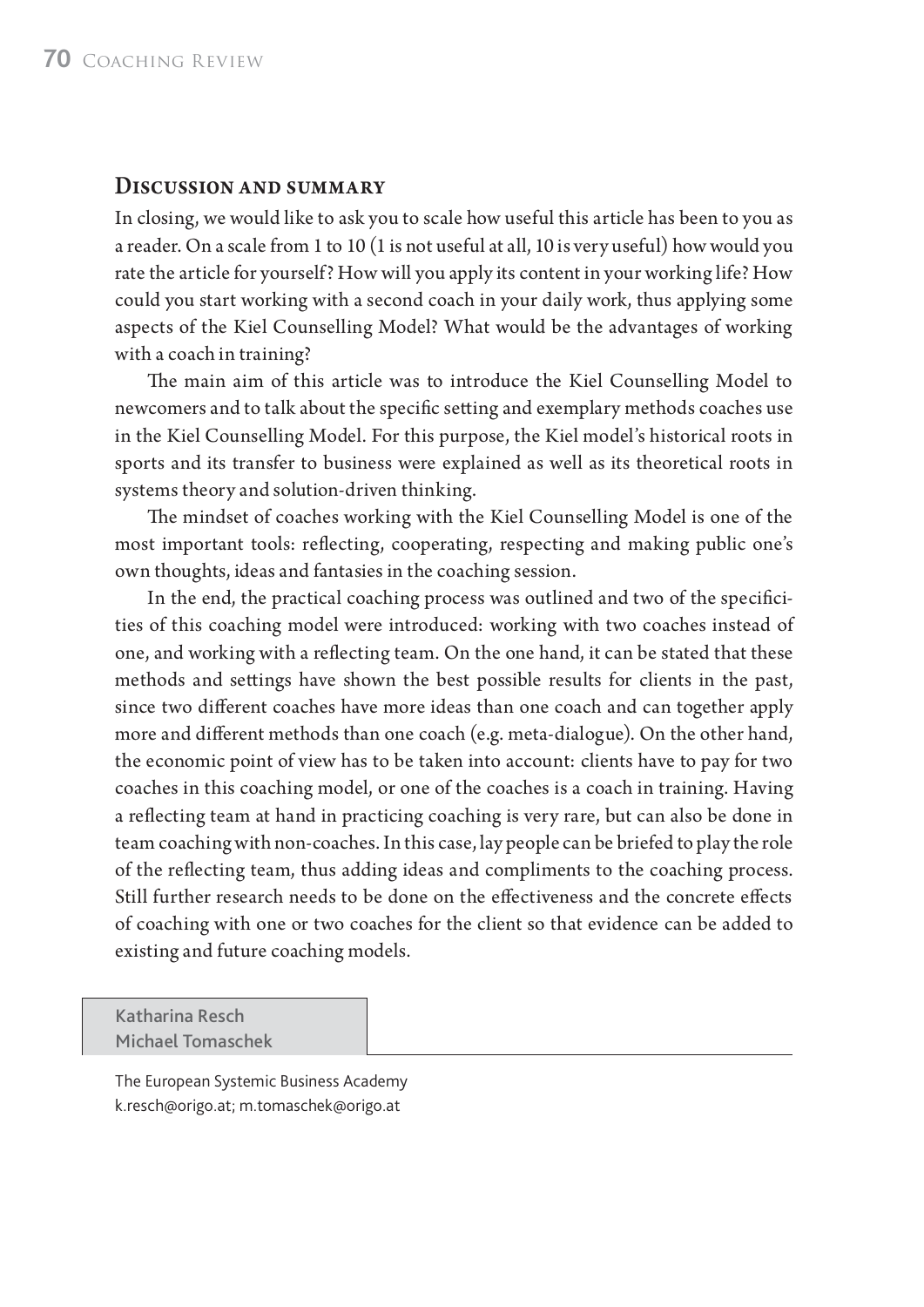## Discussion and summary

In closing, we would like to ask you to scale how useful this article has been to you as a reader. On a scale from 1 to 10 (1 is not useful at all, 10 is very useful) how would you rate the article for yourself? How will you apply its content in your working life? How could you start working with a second coach in your daily work, thus applying some aspects of the Kiel Counselling Model? What would be the advantages of working with a coach in training?

The main aim of this article was to introduce the Kiel Counselling Model to newcomers and to talk about the specific setting and exemplary methods coaches use in the Kiel Counselling Model. For this purpose, the Kiel model's historical roots in sports and its transfer to business were explained as well as its theoretical roots in systems theory and solution-driven thinking.

The mindset of coaches working with the Kiel Counselling Model is one of the most important tools: reflecting, cooperating, respecting and making public one's own thoughts, ideas and fantasies in the coaching session.

In the end, the practical coaching process was outlined and two of the specificities of this coaching model were introduced: working with two coaches instead of one, and working with a reflecting team. On the one hand, it can be stated that these methods and settings have shown the best possible results for clients in the past, since two different coaches have more ideas than one coach and can together apply more and different methods than one coach (e.g. meta-dialogue). On the other hand, the economic point of view has to be taken into account: clients have to pay for two coaches in this coaching model, or one of the coaches is a coach in training. Having a reflecting team at hand in practicing coaching is very rare, but can also be done in team coaching with non-coaches. In this case, lay people can be briefed to play the role of the reflecting team, thus adding ideas and compliments to the coaching process. Still further research needs to be done on the effectiveness and the concrete effects of coaching with one or two coaches for the client so that evidence can be added to existing and future coaching models.

Katharina Resch
Michael Tomaschek

The European Systemic Business Academy
k.resch@origo.at; m.tomaschek@origo.at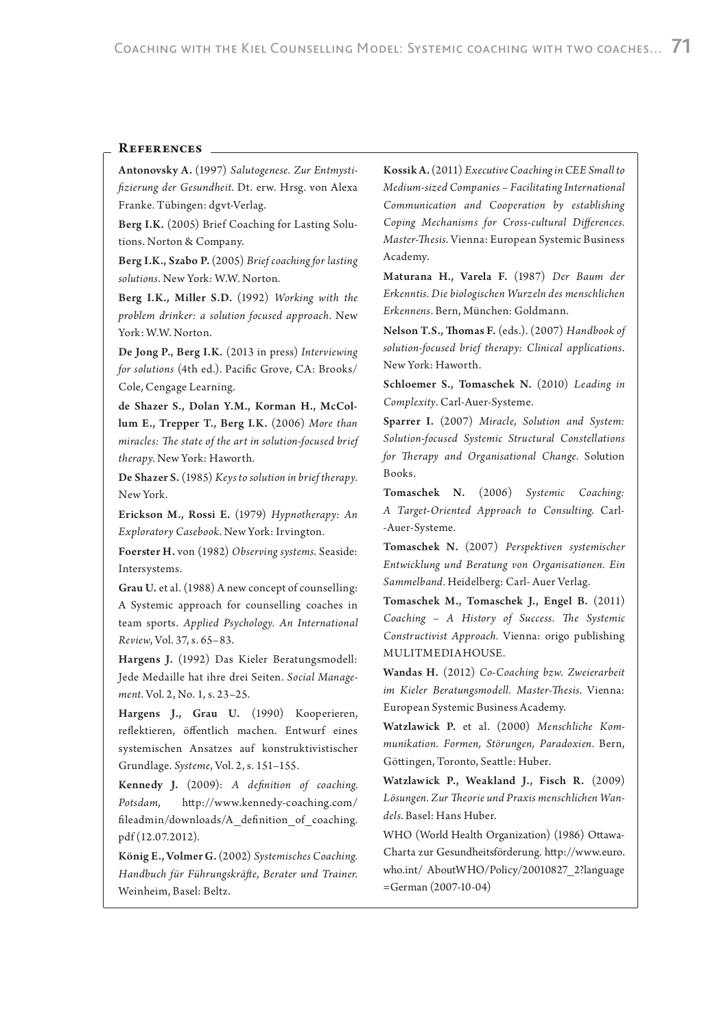## References

**Antonovsky A.** (1997) *Salutogenese. Zur Entmystifizierung der Gesundheit.* Dt. erw. Hrsg. von Alexa Franke. Tübingen: dgvt-Verlag.

**Berg I.K.** (2005) Brief Coaching for Lasting Solutions. Norton & Company.

**Berg I.K., Szabo P.** (2005) *Brief coaching for lasting solutions*. New York: W.W. Norton.

**Berg I.K., Miller S.D.** (1992) *Working with the problem drinker: a solution focused approach*. New York: W.W. Norton.

**De Jong P., Berg I.K.** (2013 in press) *Interviewing for solutions* (4th ed.). Pacific Grove, CA: Brooks/Cole, Cengage Learning.

**de Shazer S., Dolan Y.M., Korman H., McCollum E., Trepper T., Berg I.K.** (2006) *More than miracles: The state of the art in solution-focused brief therapy.* New York: Haworth.

**De Shazer S.** (1985) *Keys to solution in brief therapy.* New York.

**Erickson M., Rossi E.** (1979) *Hypnotherapy: An Exploratory Casebook.* New York: Irvington.

**Foerster H.** von (1982) *Observing systems.* Seaside: Intersystems.

**Grau U.** et al. (1988) A new concept of counselling: A Systemic approach for counselling coaches in team sports. *Applied Psychology. An International Review*, Vol. 37, s. 65–83.

**Hargens J.** (1992) Das Kieler Beratungsmodell: Jede Medaille hat ihre drei Seiten. *Social Management.* Vol. 2, No. 1, s. 23–25.

**Hargens J., Grau U.** (1990) Kooperieren, reflektieren, öffentlich machen. Entwurf eines systemischen Ansatzes auf konstruktivistischer Grundlage. *Systeme*, Vol. 2, s. 151–155.

**Kennedy J.** (2009): *A definition of coaching. Potsdam*, http://www.kennedy-coaching.com/fileadmin/downloads/A_definition_of_coaching.pdf (12.07.2012).

**König E., Volmer G.** (2002) *Systemisches Coaching. Handbuch für Führungskräfte, Berater und Trainer.* Weinheim, Basel: Beltz.

**Kossik A.** (2011) *Executive Coaching in CEE Small to Medium-sized Companies – Facilitating International Communication and Cooperation by establishing Coping Mechanisms for Cross-cultural Differences. Master-Thesis*. Vienna: European Systemic Business Academy.

**Maturana H., Varela F.** (1987) *Der Baum der Erkenntis. Die biologischen Wurzeln des menschlichen Erkennens*. Bern, München: Goldmann.

**Nelson T.S., Thomas F.** (eds.). (2007) *Handbook of solution-focused brief therapy: Clinical applications*. New York: Haworth.

**Schloemer S., Tomaschek N.** (2010) *Leading in Complexity*. Carl-Auer-Systeme.

**Sparrer I.** (2007) *Miracle, Solution and System: Solution-focused Systemic Structural Constellations for Therapy and Organisational Change*. Solution Books.

**Tomaschek N.** (2006) *Systemic Coaching: A Target-Oriented Approach to Consulting*. Carl--Auer-Systeme.

**Tomaschek N.** (2007) *Perspektiven systemischer Entwicklung und Beratung von Organisationen. Ein Sammelband*. Heidelberg: Carl- Auer Verlag.

**Tomaschek M., Tomaschek J., Engel B.** (2011) *Coaching – A History of Success. The Systemic Constructivist Approach.* Vienna: origo publishing MULITMEDIAHOUSE.

**Wandas H.** (2012) *Co-Coaching bzw. Zweierarbeit im Kieler Beratungsmodell. Master-Thesis*. Vienna: European Systemic Business Academy.

**Watzlawick P.** et al. (2000) *Menschliche Kommunikation. Formen, Störungen, Paradoxien*. Bern, Göttingen, Toronto, Seattle: Huber.

**Watzlawick P., Weakland J., Fisch R.** (2009) *Lösungen. Zur Theorie und Praxis menschlichen Wandels.* Basel: Hans Huber.

WHO (World Health Organization) (1986) Ottawa-Charta zur Gesundheitsförderung. http://www.euro.who.int/ AboutWHO/Policy/20010827_2?language=German (2007-10-04)